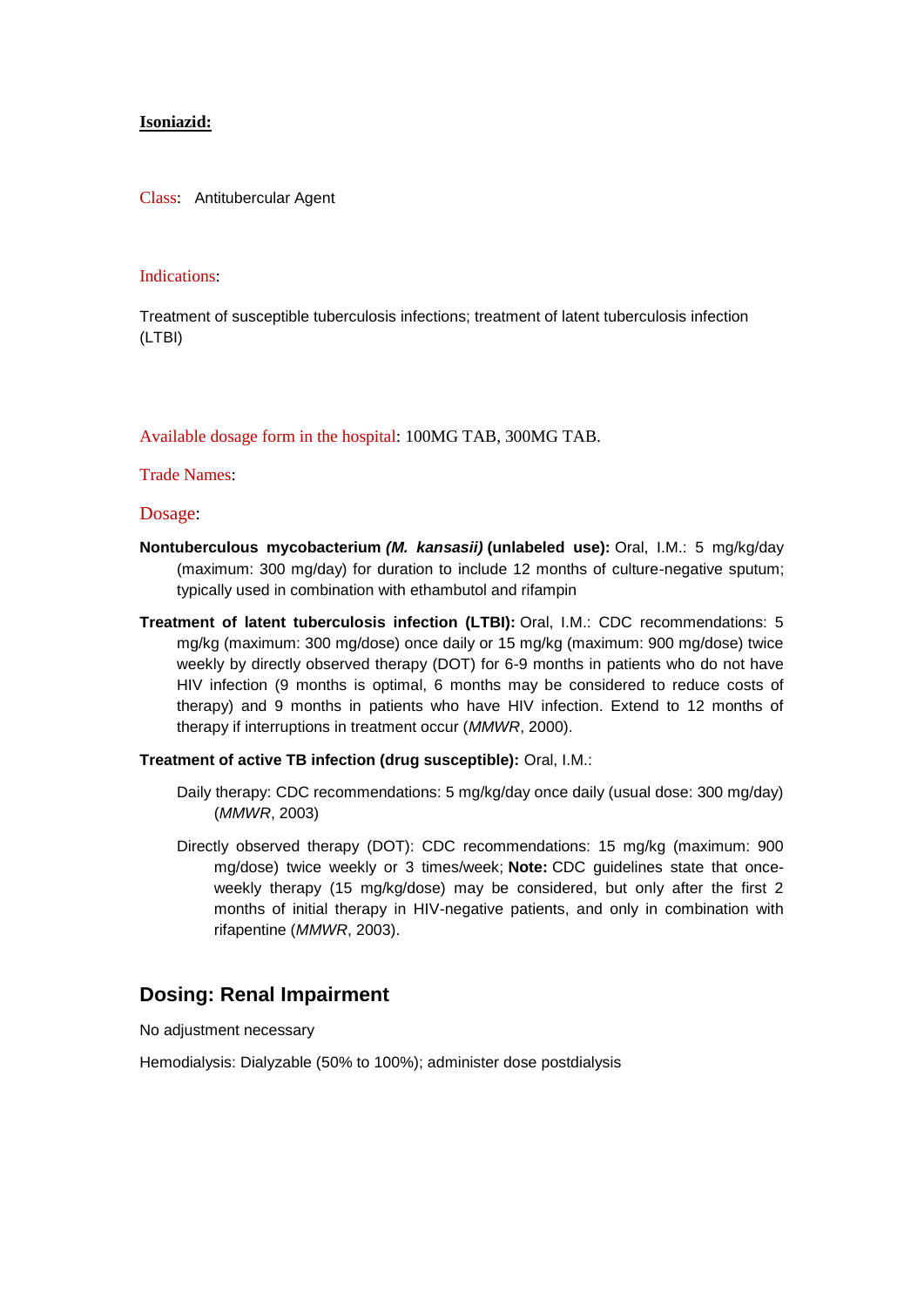**Isoniazid:**

Class: Antitubercular Agent

Indications:

Treatment of susceptible tuberculosis infections; treatment of latent tuberculosis infection (LTBI)

Available dosage form in the hospital: 100MG TAB, 300MG TAB.

Trade Names:

Dosage:

**Nontuberculous mycobacterium *(M. kansasii)* (unlabeled use):** Oral, I.M.: 5 mg/kg/day (maximum: 300 mg/day) for duration to include 12 months of culture-negative sputum; typically used in combination with ethambutol and rifampin

**Treatment of latent tuberculosis infection (LTBI):** Oral, I.M.: CDC recommendations: 5 mg/kg (maximum: 300 mg/dose) once daily or 15 mg/kg (maximum: 900 mg/dose) twice weekly by directly observed therapy (DOT) for 6-9 months in patients who do not have HIV infection (9 months is optimal, 6 months may be considered to reduce costs of therapy) and 9 months in patients who have HIV infection. Extend to 12 months of therapy if interruptions in treatment occur (*MMWR*, 2000).

**Treatment of active TB infection (drug susceptible):** Oral, I.M.:

Daily therapy: CDC recommendations: 5 mg/kg/day once daily (usual dose: 300 mg/day) (*MMWR*, 2003)

Directly observed therapy (DOT): CDC recommendations: 15 mg/kg (maximum: 900 mg/dose) twice weekly or 3 times/week; **Note:** CDC guidelines state that once-weekly therapy (15 mg/kg/dose) may be considered, but only after the first 2 months of initial therapy in HIV-negative patients, and only in combination with rifapentine (*MMWR*, 2003).

## Dosing: Renal Impairment

No adjustment necessary

Hemodialysis: Dialyzable (50% to 100%); administer dose postdialysis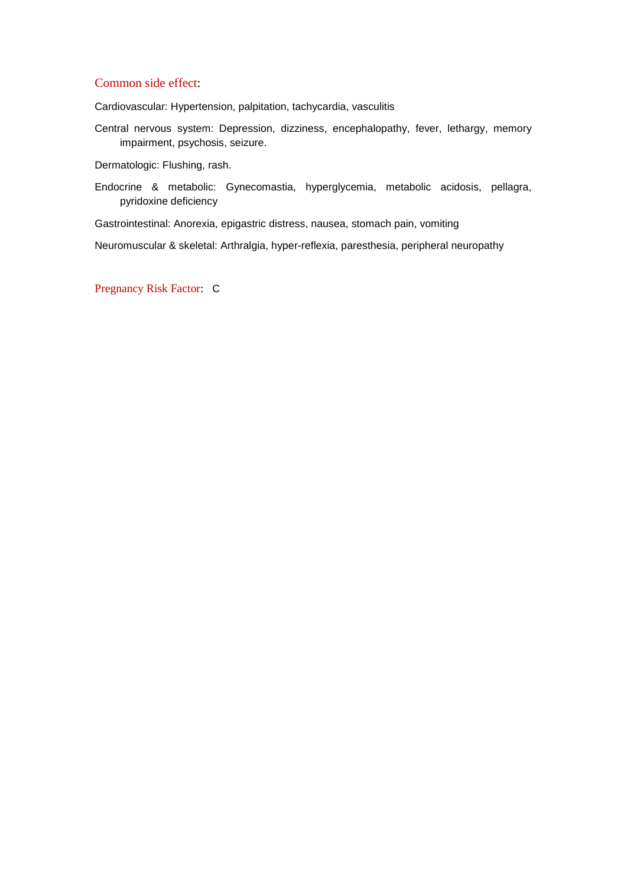## Common side effect:

Cardiovascular: Hypertension, palpitation, tachycardia, vasculitis

Central nervous system: Depression, dizziness, encephalopathy, fever, lethargy, memory impairment, psychosis, seizure.

Dermatologic: Flushing, rash.

Endocrine & metabolic: Gynecomastia, hyperglycemia, metabolic acidosis, pellagra, pyridoxine deficiency

Gastrointestinal: Anorexia, epigastric distress, nausea, stomach pain, vomiting

Neuromuscular & skeletal: Arthralgia, hyper-reflexia, paresthesia, peripheral neuropathy

## Pregnancy Risk Factor: C